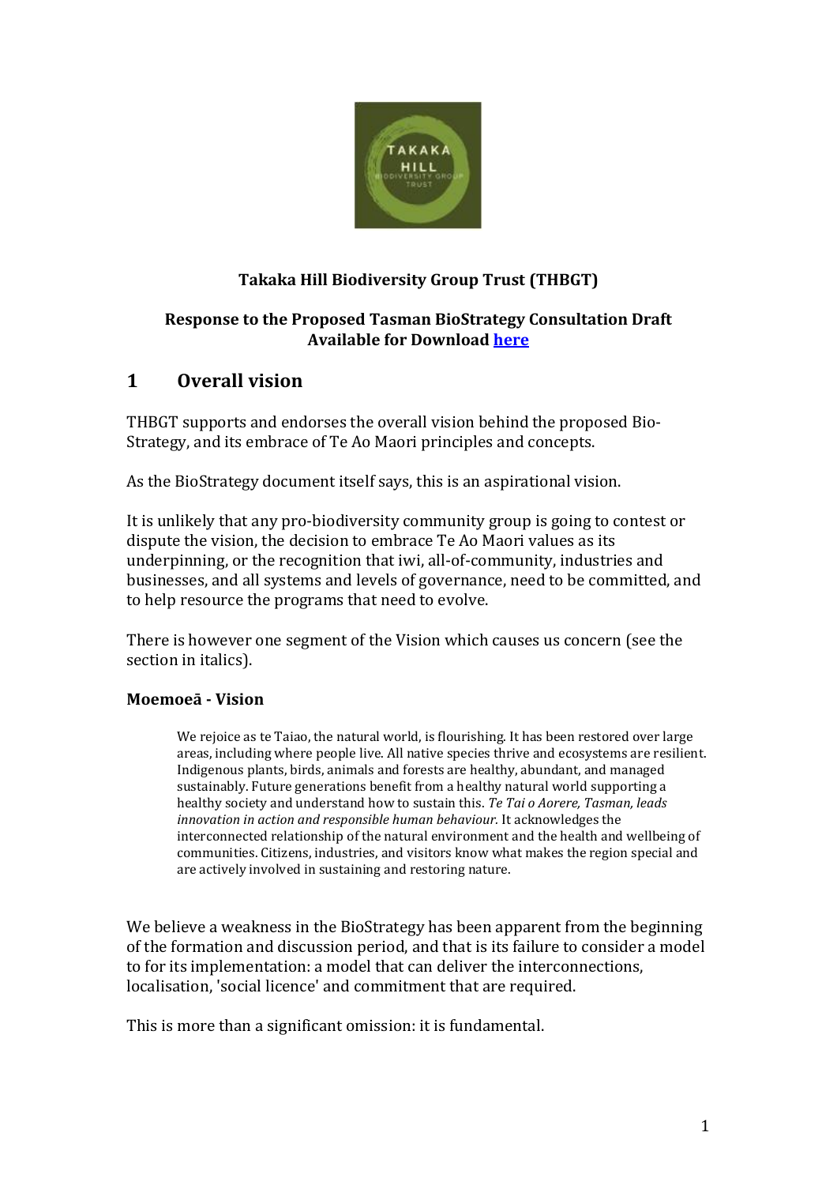**Takaka Hill Biodiversity Group Trust (THBGT)**

**Response to the Proposed Tasman BioStrategy Consultation Draft**
**Available for Download [here]**

# 1 Overall vision

THBGT supports and endorses the overall vision behind the proposed Bio-Strategy, and its embrace of Te Ao Maori principles and concepts.

As the BioStrategy document itself says, this is an aspirational vision.

It is unlikely that any pro-biodiversity community group is going to contest or dispute the vision, the decision to embrace Te Ao Maori values as its underpinning, or the recognition that iwi, all-of-community, industries and businesses, and all systems and levels of governance, need to be committed, and to help resource the programs that need to evolve.

There is however one segment of the Vision which causes us concern (see the section in italics).

**Moemoeā - Vision**

> We rejoice as te Taiao, the natural world, is flourishing. It has been restored over large areas, including where people live. All native species thrive and ecosystems are resilient. Indigenous plants, birds, animals and forests are healthy, abundant, and managed sustainably. Future generations benefit from a healthy natural world supporting a healthy society and understand how to sustain this. *Te Tai o Aorere, Tasman, leads innovation in action and responsible human behaviour.* It acknowledges the interconnected relationship of the natural environment and the health and wellbeing of communities. Citizens, industries, and visitors know what makes the region special and are actively involved in sustaining and restoring nature.

We believe a weakness in the BioStrategy has been apparent from the beginning of the formation and discussion period, and that is its failure to consider a model to for its implementation: a model that can deliver the interconnections, localisation, 'social licence' and commitment that are required.

This is more than a significant omission: it is fundamental.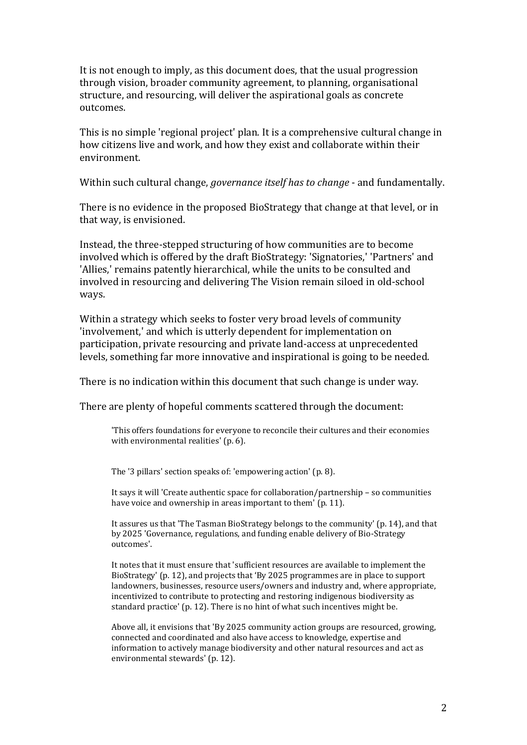It is not enough to imply, as this document does, that the usual progression through vision, broader community agreement, to planning, organisational structure, and resourcing, will deliver the aspirational goals as concrete outcomes.

This is no simple 'regional project' plan. It is a comprehensive cultural change in how citizens live and work, and how they exist and collaborate within their environment.

Within such cultural change, *governance itself has to change* - and fundamentally.

There is no evidence in the proposed BioStrategy that change at that level, or in that way, is envisioned.

Instead, the three-stepped structuring of how communities are to become involved which is offered by the draft BioStrategy: 'Signatories,' 'Partners' and 'Allies,' remains patently hierarchical, while the units to be consulted and involved in resourcing and delivering The Vision remain siloed in old-school ways.

Within a strategy which seeks to foster very broad levels of community 'involvement,' and which is utterly dependent for implementation on participation, private resourcing and private land-access at unprecedented levels, something far more innovative and inspirational is going to be needed.

There is no indication within this document that such change is under way.

There are plenty of hopeful comments scattered through the document:

> 'This offers foundations for everyone to reconcile their cultures and their economies with environmental realities' (p. 6).
>
> The '3 pillars' section speaks of: 'empowering action' (p. 8).
>
> It says it will 'Create authentic space for collaboration/partnership – so communities have voice and ownership in areas important to them' (p. 11).
>
> It assures us that 'The Tasman BioStrategy belongs to the community' (p. 14), and that by 2025 'Governance, regulations, and funding enable delivery of Bio-Strategy outcomes'.
>
> It notes that it must ensure that 'sufficient resources are available to implement the BioStrategy' (p. 12), and projects that 'By 2025 programmes are in place to support landowners, businesses, resource users/owners and industry and, where appropriate, incentivized to contribute to protecting and restoring indigenous biodiversity as standard practice' (p. 12). There is no hint of what such incentives might be.
>
> Above all, it envisions that 'By 2025 community action groups are resourced, growing, connected and coordinated and also have access to knowledge, expertise and information to actively manage biodiversity and other natural resources and act as environmental stewards' (p. 12).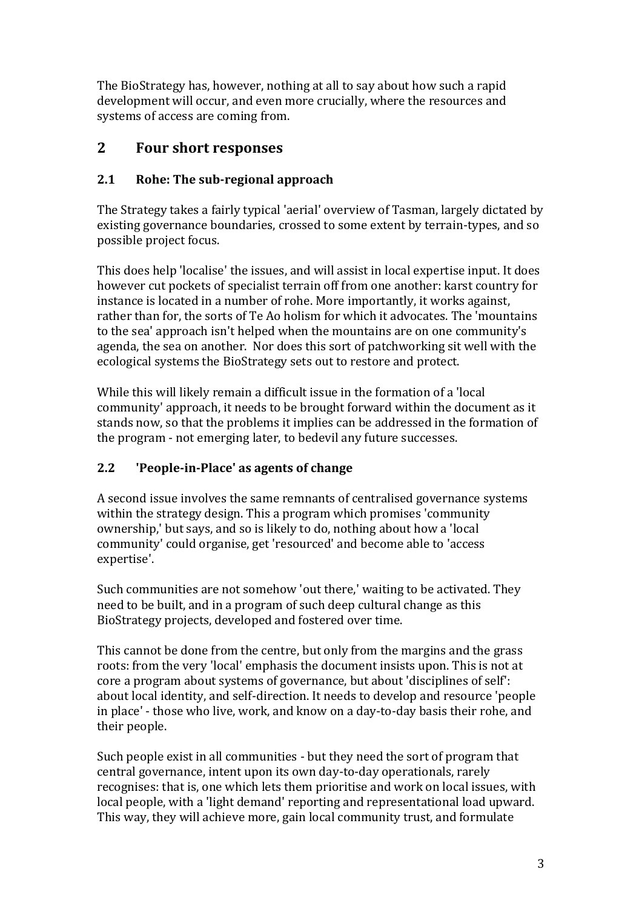The BioStrategy has, however, nothing at all to say about how such a rapid development will occur, and even more crucially, where the resources and systems of access are coming from.

## 2 Four short responses

### 2.1 Rohe: The sub-regional approach

The Strategy takes a fairly typical 'aerial' overview of Tasman, largely dictated by existing governance boundaries, crossed to some extent by terrain-types, and so possible project focus.

This does help 'localise' the issues, and will assist in local expertise input. It does however cut pockets of specialist terrain off from one another: karst country for instance is located in a number of rohe. More importantly, it works against, rather than for, the sorts of Te Ao holism for which it advocates. The 'mountains to the sea' approach isn't helped when the mountains are on one community's agenda, the sea on another. Nor does this sort of patchworking sit well with the ecological systems the BioStrategy sets out to restore and protect.

While this will likely remain a difficult issue in the formation of a 'local community' approach, it needs to be brought forward within the document as it stands now, so that the problems it implies can be addressed in the formation of the program - not emerging later, to bedevil any future successes.

### 2.2 'People-in-Place' as agents of change

A second issue involves the same remnants of centralised governance systems within the strategy design. This a program which promises 'community ownership,' but says, and so is likely to do, nothing about how a 'local community' could organise, get 'resourced' and become able to 'access expertise'.

Such communities are not somehow 'out there,' waiting to be activated. They need to be built, and in a program of such deep cultural change as this BioStrategy projects, developed and fostered over time.

This cannot be done from the centre, but only from the margins and the grass roots: from the very 'local' emphasis the document insists upon. This is not at core a program about systems of governance, but about 'disciplines of self': about local identity, and self-direction. It needs to develop and resource 'people in place' - those who live, work, and know on a day-to-day basis their rohe, and their people.

Such people exist in all communities - but they need the sort of program that central governance, intent upon its own day-to-day operationals, rarely recognises: that is, one which lets them prioritise and work on local issues, with local people, with a 'light demand' reporting and representational load upward. This way, they will achieve more, gain local community trust, and formulate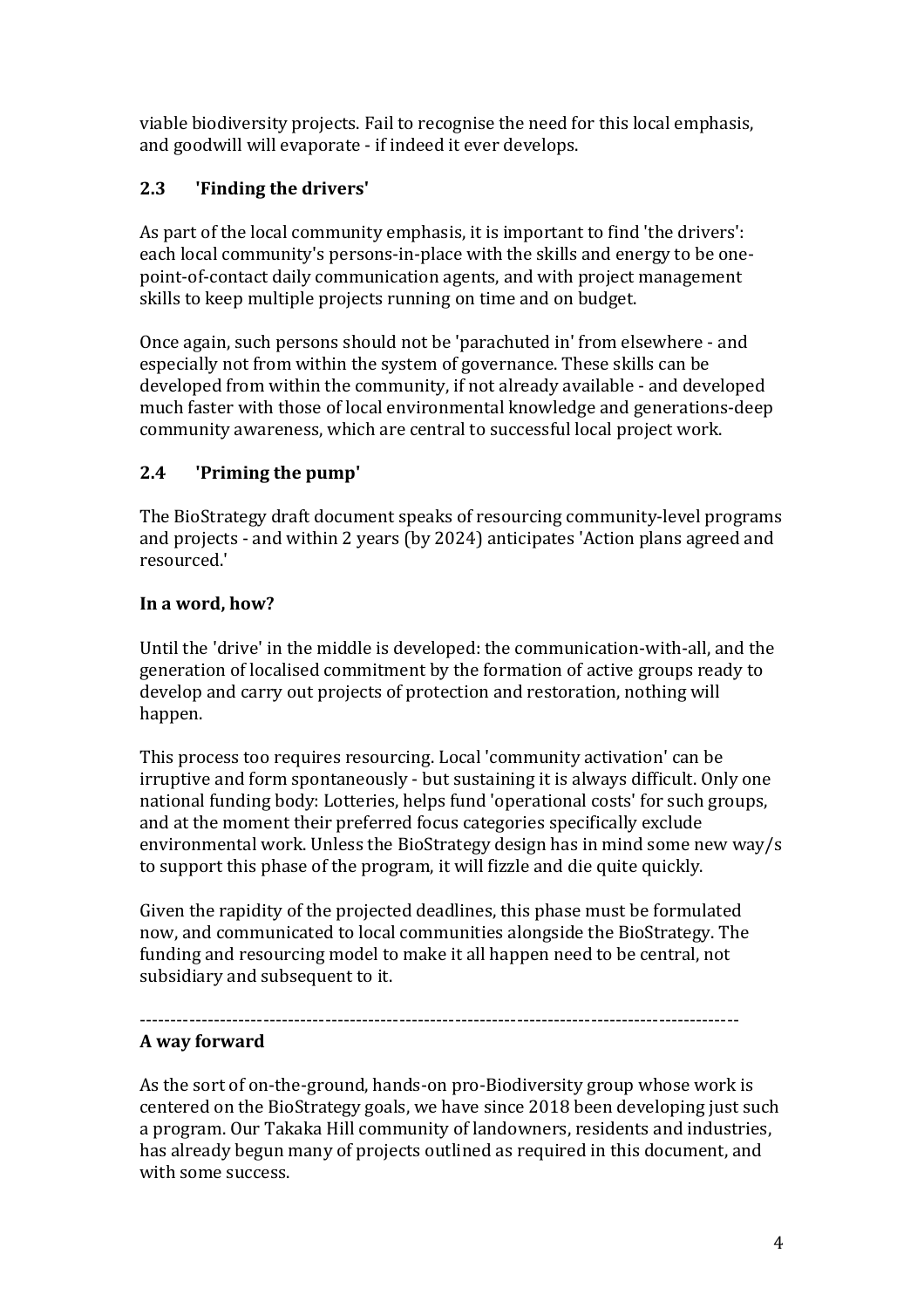viable biodiversity projects. Fail to recognise the need for this local emphasis, and goodwill will evaporate - if indeed it ever develops.

### 2.3 'Finding the drivers'

As part of the local community emphasis, it is important to find 'the drivers': each local community's persons-in-place with the skills and energy to be one-point-of-contact daily communication agents, and with project management skills to keep multiple projects running on time and on budget.

Once again, such persons should not be 'parachuted in' from elsewhere - and especially not from within the system of governance. These skills can be developed from within the community, if not already available - and developed much faster with those of local environmental knowledge and generations-deep community awareness, which are central to successful local project work.

### 2.4 'Priming the pump'

The BioStrategy draft document speaks of resourcing community-level programs and projects - and within 2 years (by 2024) anticipates 'Action plans agreed and resourced.'

**In a word, how?**

Until the 'drive' in the middle is developed: the communication-with-all, and the generation of localised commitment by the formation of active groups ready to develop and carry out projects of protection and restoration, nothing will happen.

This process too requires resourcing. Local 'community activation' can be irruptive and form spontaneously - but sustaining it is always difficult. Only one national funding body: Lotteries, helps fund 'operational costs' for such groups, and at the moment their preferred focus categories specifically exclude environmental work. Unless the BioStrategy design has in mind some new way/s to support this phase of the program, it will fizzle and die quite quickly.

Given the rapidity of the projected deadlines, this phase must be formulated now, and communicated to local communities alongside the BioStrategy. The funding and resourcing model to make it all happen need to be central, not subsidiary and subsequent to it.

---

**A way forward**

As the sort of on-the-ground, hands-on pro-Biodiversity group whose work is centered on the BioStrategy goals, we have since 2018 been developing just such a program. Our Takaka Hill community of landowners, residents and industries, has already begun many of projects outlined as required in this document, and with some success.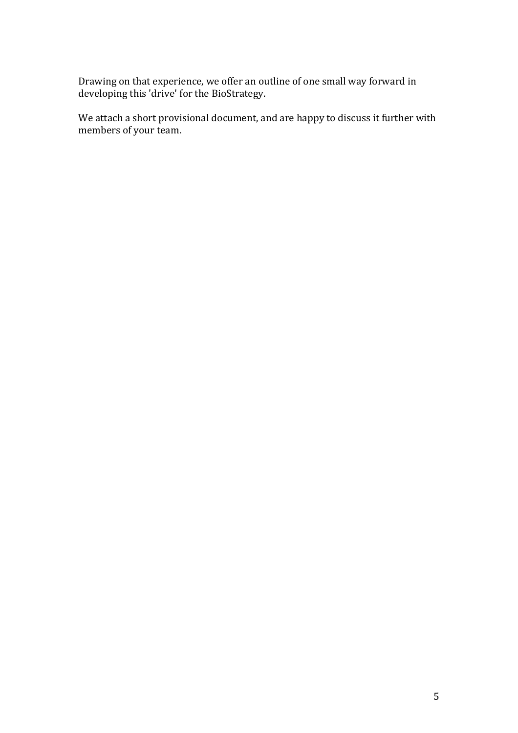Drawing on that experience, we offer an outline of one small way forward in developing this 'drive' for the BioStrategy.

We attach a short provisional document, and are happy to discuss it further with members of your team.